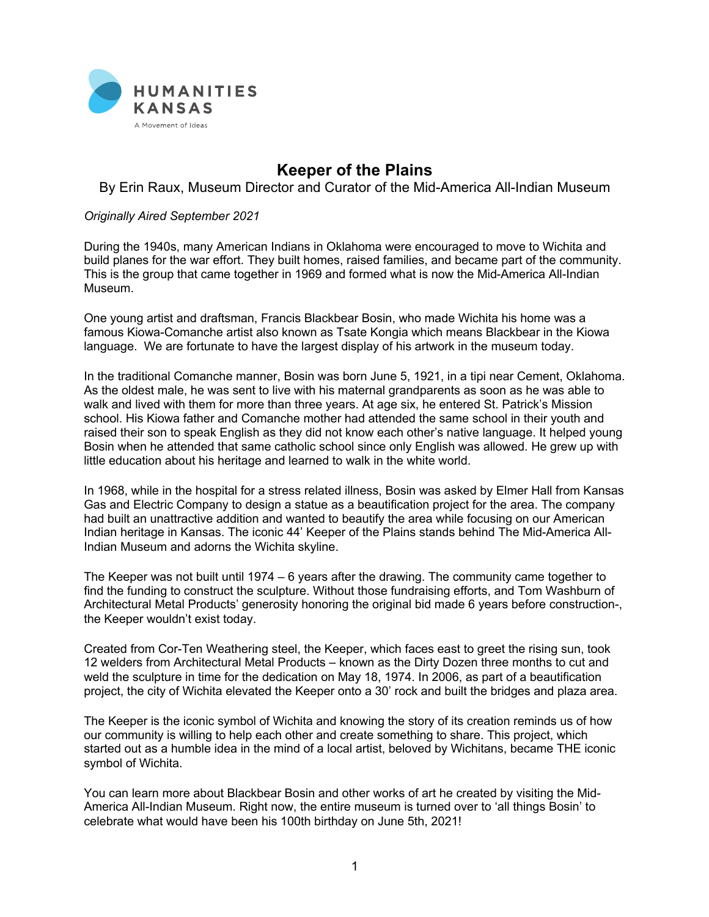HUMANITIES KANSAS

A Movement of Ideas

# Keeper of the Plains

By Erin Raux, Museum Director and Curator of the Mid-America All-Indian Museum

*Originally Aired September 2021*

During the 1940s, many American Indians in Oklahoma were encouraged to move to Wichita and build planes for the war effort. They built homes, raised families, and became part of the community. This is the group that came together in 1969 and formed what is now the Mid-America All-Indian Museum.

One young artist and draftsman, Francis Blackbear Bosin, who made Wichita his home was a famous Kiowa-Comanche artist also known as Tsate Kongia which means Blackbear in the Kiowa language. We are fortunate to have the largest display of his artwork in the museum today.

In the traditional Comanche manner, Bosin was born June 5, 1921, in a tipi near Cement, Oklahoma. As the oldest male, he was sent to live with his maternal grandparents as soon as he was able to walk and lived with them for more than three years. At age six, he entered St. Patrick's Mission school. His Kiowa father and Comanche mother had attended the same school in their youth and raised their son to speak English as they did not know each other's native language. It helped young Bosin when he attended that same catholic school since only English was allowed. He grew up with little education about his heritage and learned to walk in the white world.

In 1968, while in the hospital for a stress related illness, Bosin was asked by Elmer Hall from Kansas Gas and Electric Company to design a statue as a beautification project for the area. The company had built an unattractive addition and wanted to beautify the area while focusing on our American Indian heritage in Kansas. The iconic 44' Keeper of the Plains stands behind The Mid-America All-Indian Museum and adorns the Wichita skyline.

The Keeper was not built until 1974 – 6 years after the drawing. The community came together to find the funding to construct the sculpture. Without those fundraising efforts, and Tom Washburn of Architectural Metal Products' generosity honoring the original bid made 6 years before construction-, the Keeper wouldn't exist today.

Created from Cor-Ten Weathering steel, the Keeper, which faces east to greet the rising sun, took 12 welders from Architectural Metal Products – known as the Dirty Dozen three months to cut and weld the sculpture in time for the dedication on May 18, 1974. In 2006, as part of a beautification project, the city of Wichita elevated the Keeper onto a 30' rock and built the bridges and plaza area.

The Keeper is the iconic symbol of Wichita and knowing the story of its creation reminds us of how our community is willing to help each other and create something to share. This project, which started out as a humble idea in the mind of a local artist, beloved by Wichitans, became THE iconic symbol of Wichita.

You can learn more about Blackbear Bosin and other works of art he created by visiting the Mid-America All-Indian Museum. Right now, the entire museum is turned over to 'all things Bosin' to celebrate what would have been his 100th birthday on June 5th, 2021!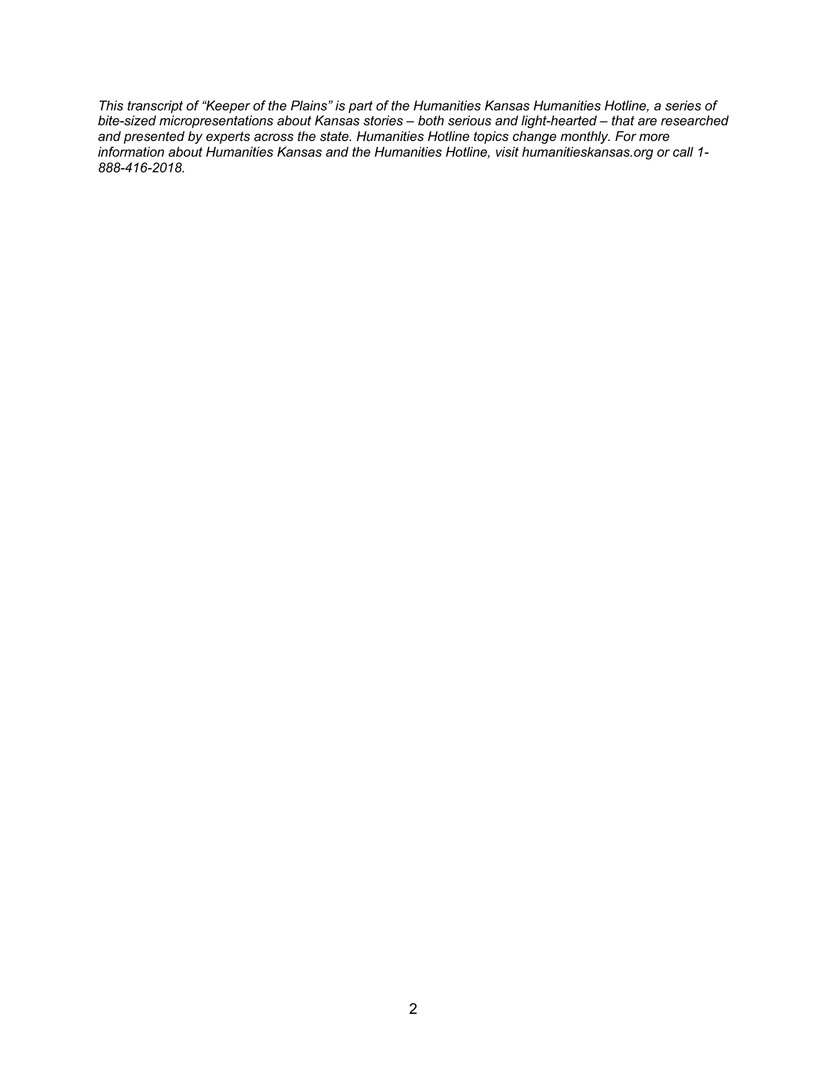*This transcript of "Keeper of the Plains" is part of the Humanities Kansas Humanities Hotline, a series of bite-sized micropresentations about Kansas stories – both serious and light-hearted – that are researched and presented by experts across the state. Humanities Hotline topics change monthly. For more information about Humanities Kansas and the Humanities Hotline, visit humanitieskansas.org or call 1-888-416-2018.*